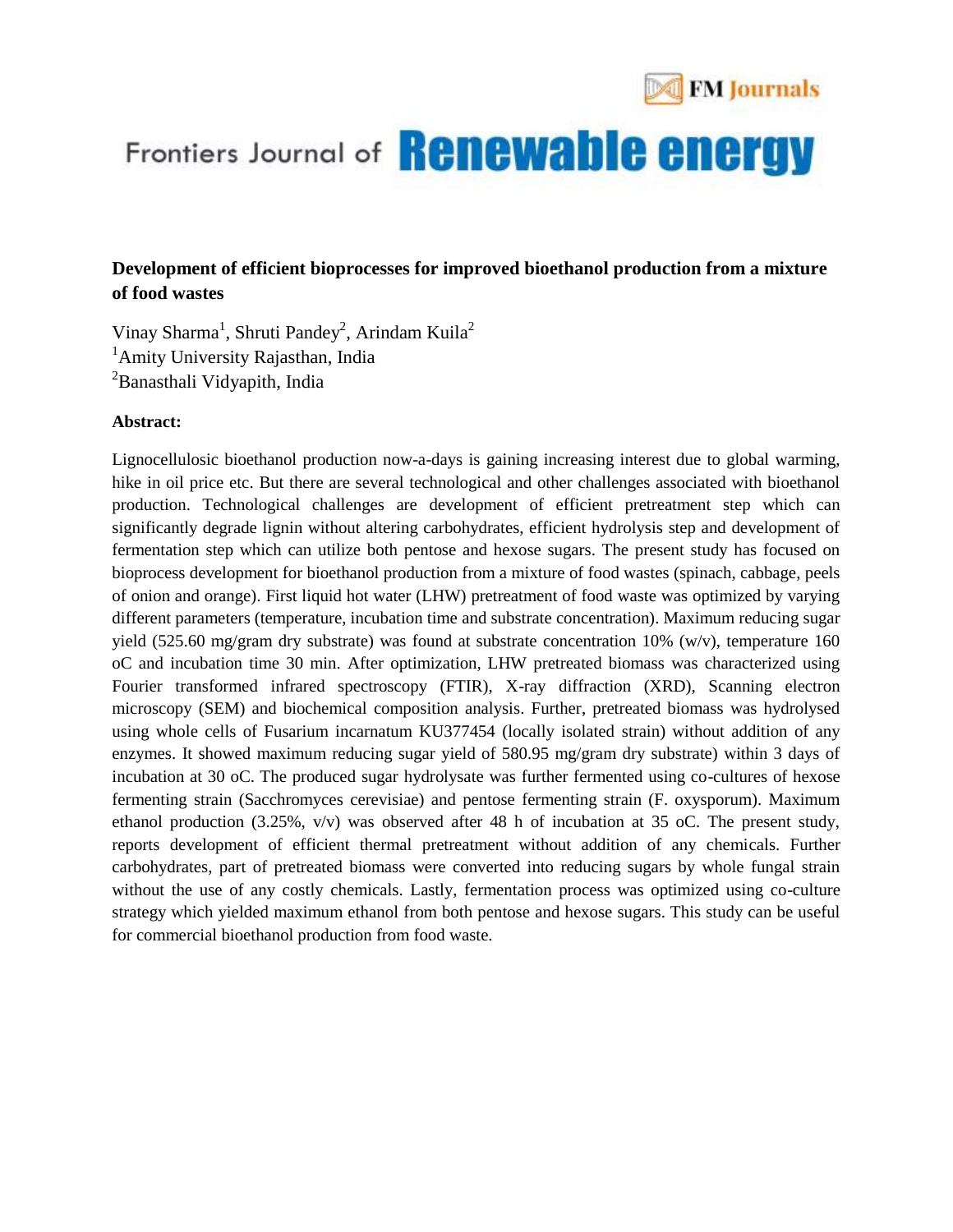FM Journals

Frontiers Journal of Renewable energy

## Development of efficient bioprocesses for improved bioethanol production from a mixture of food wastes

Vinay Sharma[1], Shruti Pandey[2], Arindam Kuila[2]

[1]Amity University Rajasthan, India

[2]Banasthali Vidyapith, India

**Abstract:**

Lignocellulosic bioethanol production now-a-days is gaining increasing interest due to global warming, hike in oil price etc. But there are several technological and other challenges associated with bioethanol production. Technological challenges are development of efficient pretreatment step which can significantly degrade lignin without altering carbohydrates, efficient hydrolysis step and development of fermentation step which can utilize both pentose and hexose sugars. The present study has focused on bioprocess development for bioethanol production from a mixture of food wastes (spinach, cabbage, peels of onion and orange). First liquid hot water (LHW) pretreatment of food waste was optimized by varying different parameters (temperature, incubation time and substrate concentration). Maximum reducing sugar yield (525.60 mg/gram dry substrate) was found at substrate concentration 10% (w/v), temperature 160 oC and incubation time 30 min. After optimization, LHW pretreated biomass was characterized using Fourier transformed infrared spectroscopy (FTIR), X-ray diffraction (XRD), Scanning electron microscopy (SEM) and biochemical composition analysis. Further, pretreated biomass was hydrolysed using whole cells of Fusarium incarnatum KU377454 (locally isolated strain) without addition of any enzymes. It showed maximum reducing sugar yield of 580.95 mg/gram dry substrate) within 3 days of incubation at 30 oC. The produced sugar hydrolysate was further fermented using co-cultures of hexose fermenting strain (Sacchromyces cerevisiae) and pentose fermenting strain (F. oxysporum). Maximum ethanol production (3.25%, v/v) was observed after 48 h of incubation at 35 oC. The present study, reports development of efficient thermal pretreatment without addition of any chemicals. Further carbohydrates, part of pretreated biomass were converted into reducing sugars by whole fungal strain without the use of any costly chemicals. Lastly, fermentation process was optimized using co-culture strategy which yielded maximum ethanol from both pentose and hexose sugars. This study can be useful for commercial bioethanol production from food waste.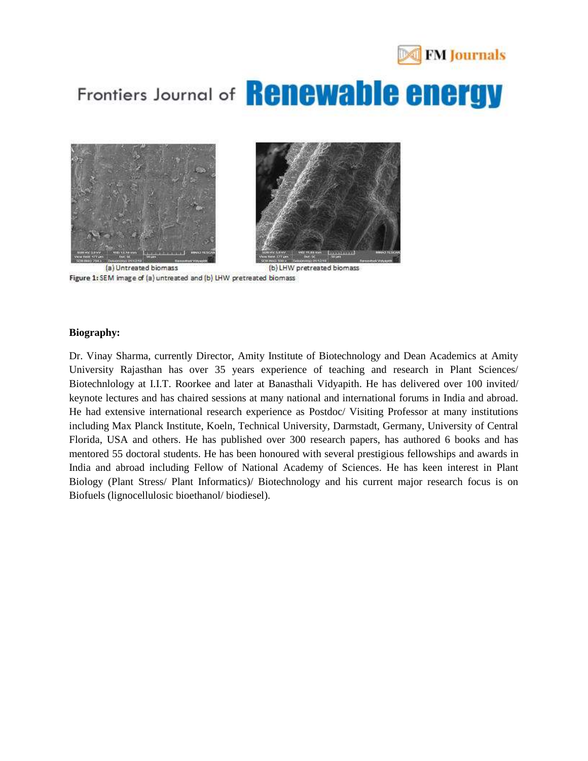(a) Untreated biomass

(b) LHW pretreated biomass

**Figure 1:** SEM image of (a) untreated and (b) LHW pretreated biomass

**Biography:**

Dr. Vinay Sharma, currently Director, Amity Institute of Biotechnology and Dean Academics at Amity University Rajasthan has over 35 years experience of teaching and research in Plant Sciences/ Biotechnlology at I.I.T. Roorkee and later at Banasthali Vidyapith. He has delivered over 100 invited/ keynote lectures and has chaired sessions at many national and international forums in India and abroad. He had extensive international research experience as Postdoc/ Visiting Professor at many institutions including Max Planck Institute, Koeln, Technical University, Darmstadt, Germany, University of Central Florida, USA and others. He has published over 300 research papers, has authored 6 books and has mentored 55 doctoral students. He has been honoured with several prestigious fellowships and awards in India and abroad including Fellow of National Academy of Sciences. He has keen interest in Plant Biology (Plant Stress/ Plant Informatics)/ Biotechnology and his current major research focus is on Biofuels (lignocellulosic bioethanol/ biodiesel).